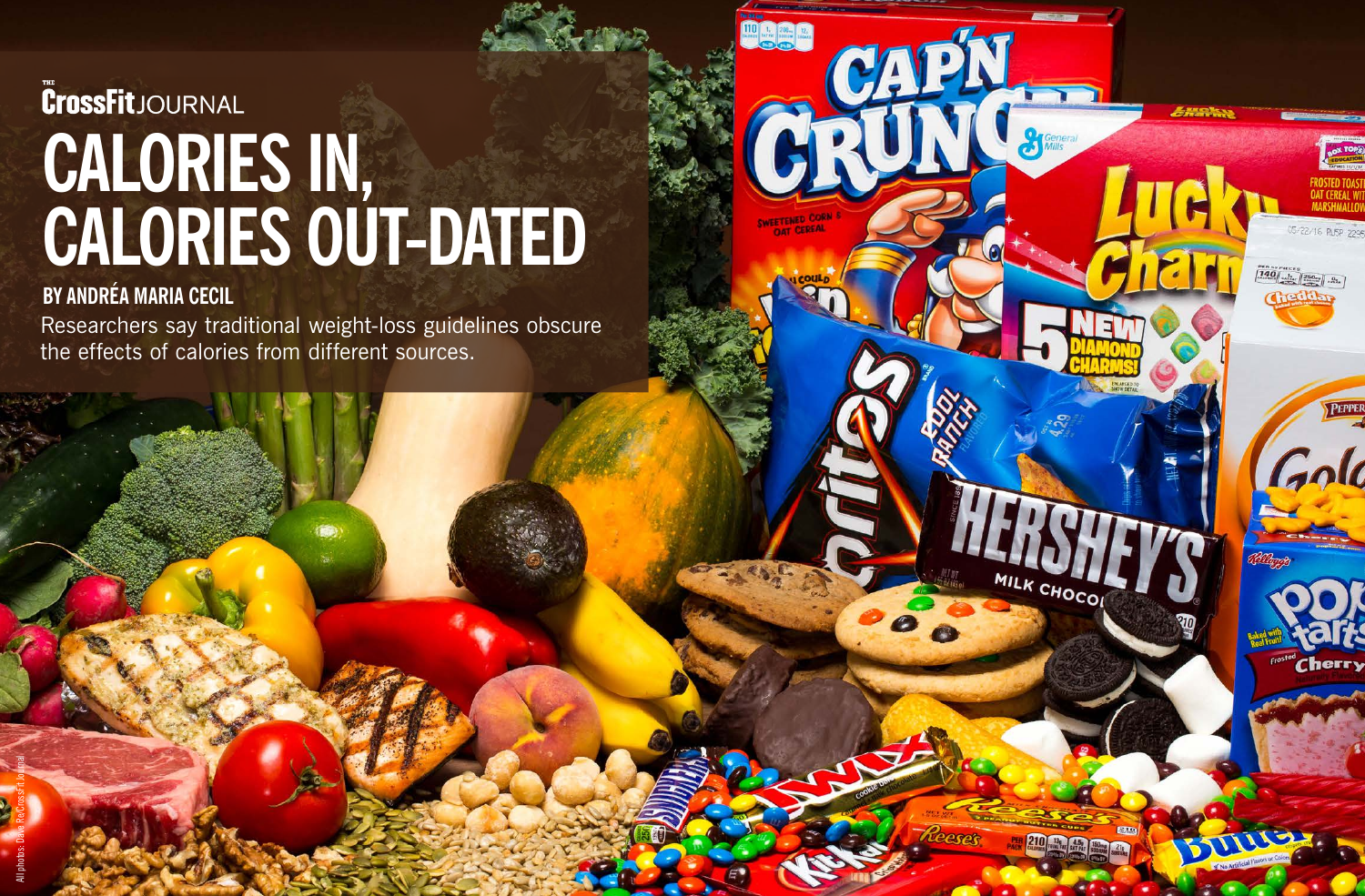THE CrossFit JOURNAL

# CALORIES IN, CALORIES OUT-DATED

## BY ANDRÉA MARIA CECIL

Researchers say traditional weight-loss guidelines obscure the effects of calories from different sources.

All photos: Dave Re/CrossFit Journal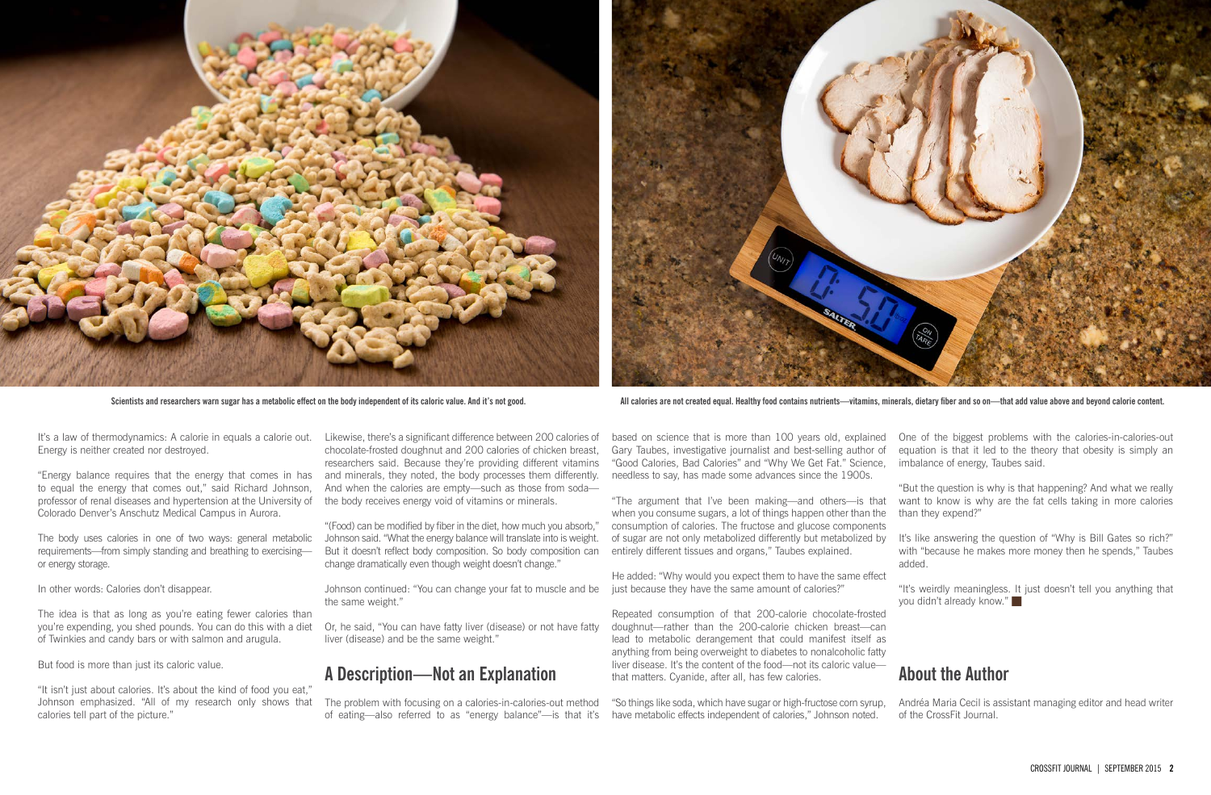Scientists and researchers warn sugar has a metabolic effect on the body independent of its caloric value. And it's not good.

All calories are not created equal. Healthy food contains nutrients—vitamins, minerals, dietary fiber and so on—that add value above and beyond calorie content.

It's a law of thermodynamics: A calorie in equals a calorie out. Energy is neither created nor destroyed.

"Energy balance requires that the energy that comes in has to equal the energy that comes out," said Richard Johnson, professor of renal diseases and hypertension at the University of Colorado Denver's Anschutz Medical Campus in Aurora.

The body uses calories in one of two ways: general metabolic requirements—from simply standing and breathing to exercising—or energy storage.

In other words: Calories don't disappear.

The idea is that as long as you're eating fewer calories than you're expending, you shed pounds. You can do this with a diet of Twinkies and candy bars or with salmon and arugula.

But food is more than just its caloric value.

"It isn't just about calories. It's about the kind of food you eat," Johnson emphasized. "All of my research only shows that calories tell part of the picture."

Likewise, there's a significant difference between 200 calories of chocolate-frosted doughnut and 200 calories of chicken breast, researchers said. Because they're providing different vitamins and minerals, they noted, the body processes them differently. And when the calories are empty—such as those from soda—the body receives energy void of vitamins or minerals.

"(Food) can be modified by fiber in the diet, how much you absorb," Johnson said. "What the energy balance will translate into is weight. But it doesn't reflect body composition. So body composition can change dramatically even though weight doesn't change."

Johnson continued: "You can change your fat to muscle and be the same weight."

Or, he said, "You can have fatty liver (disease) or not have fatty liver (disease) and be the same weight."

## A Description—Not an Explanation

The problem with focusing on a calories-in-calories-out method of eating—also referred to as "energy balance"—is that it's based on science that is more than 100 years old, explained Gary Taubes, investigative journalist and best-selling author of "Good Calories, Bad Calories" and "Why We Get Fat." Science, needless to say, has made some advances since the 1900s.

"The argument that I've been making—and others—is that when you consume sugars, a lot of things happen other than the consumption of calories. The fructose and glucose components of sugar are not only metabolized differently but metabolized by entirely different tissues and organs," Taubes explained.

He added: "Why would you expect them to have the same effect just because they have the same amount of calories?"

Repeated consumption of that 200-calorie chocolate-frosted doughnut—rather than the 200-calorie chicken breast—can lead to metabolic derangement that could manifest itself as anything from being overweight to diabetes to nonalcoholic fatty liver disease. It's the content of the food—not its caloric value—that matters. Cyanide, after all, has few calories.

"So things like soda, which have sugar or high-fructose corn syrup, have metabolic effects independent of calories," Johnson noted.

One of the biggest problems with the calories-in-calories-out equation is that it led to the theory that obesity is simply an imbalance of energy, Taubes said.

"But the question is why is that happening? And what we really want to know is why are the fat cells taking in more calories than they expend?"

It's like answering the question of "Why is Bill Gates so rich?" with "because he makes more money then he spends," Taubes added.

"It's weirdly meaningless. It just doesn't tell you anything that you didn't already know." ■

## About the Author

Andréa Maria Cecil is assistant managing editor and head writer of the CrossFit Journal.